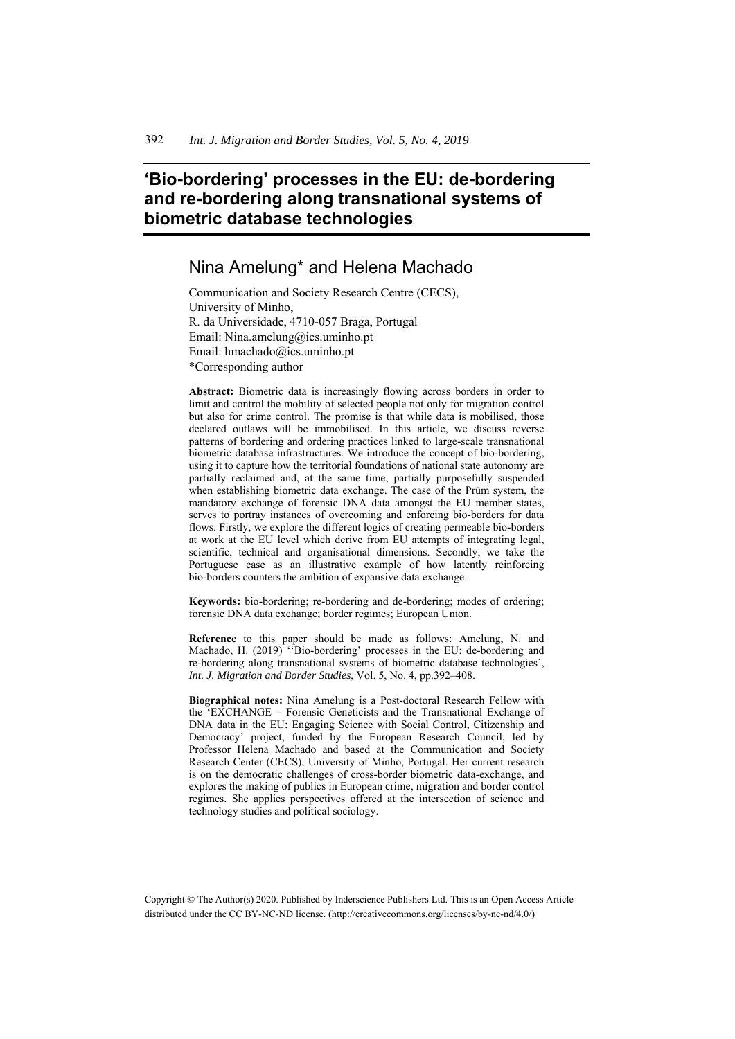# 'Bio-bordering' processes in the EU: de-bordering and re-bordering along transnational systems of biometric database technologies

## Nina Amelung* and Helena Machado

Communication and Society Research Centre (CECS),
University of Minho,
R. da Universidade, 4710-057 Braga, Portugal
Email: Nina.amelung@ics.uminho.pt
Email: hmachado@ics.uminho.pt
*Corresponding author

**Abstract:** Biometric data is increasingly flowing across borders in order to limit and control the mobility of selected people not only for migration control but also for crime control. The promise is that while data is mobilised, those declared outlaws will be immobilised. In this article, we discuss reverse patterns of bordering and ordering practices linked to large-scale transnational biometric database infrastructures. We introduce the concept of bio-bordering, using it to capture how the territorial foundations of national state autonomy are partially reclaimed and, at the same time, partially purposefully suspended when establishing biometric data exchange. The case of the Prüm system, the mandatory exchange of forensic DNA data amongst the EU member states, serves to portray instances of overcoming and enforcing bio-borders for data flows. Firstly, we explore the different logics of creating permeable bio-borders at work at the EU level which derive from EU attempts of integrating legal, scientific, technical and organisational dimensions. Secondly, we take the Portuguese case as an illustrative example of how latently reinforcing bio-borders counters the ambition of expansive data exchange.

**Keywords:** bio-bordering; re-bordering and de-bordering; modes of ordering; forensic DNA data exchange; border regimes; European Union.

**Reference** to this paper should be made as follows: Amelung, N. and Machado, H. (2019) ''Bio-bordering' processes in the EU: de-bordering and re-bordering along transnational systems of biometric database technologies', *Int. J. Migration and Border Studies*, Vol. 5, No. 4, pp.392–408.

**Biographical notes:** Nina Amelung is a Post-doctoral Research Fellow with the 'EXCHANGE – Forensic Geneticists and the Transnational Exchange of DNA data in the EU: Engaging Science with Social Control, Citizenship and Democracy' project, funded by the European Research Council, led by Professor Helena Machado and based at the Communication and Society Research Center (CECS), University of Minho, Portugal. Her current research is on the democratic challenges of cross-border biometric data-exchange, and explores the making of publics in European crime, migration and border control regimes. She applies perspectives offered at the intersection of science and technology studies and political sociology.

Copyright © The Author(s) 2020. Published by Inderscience Publishers Ltd. This is an Open Access Article distributed under the CC BY-NC-ND license. (http://creativecommons.org/licenses/by-nc-nd/4.0/)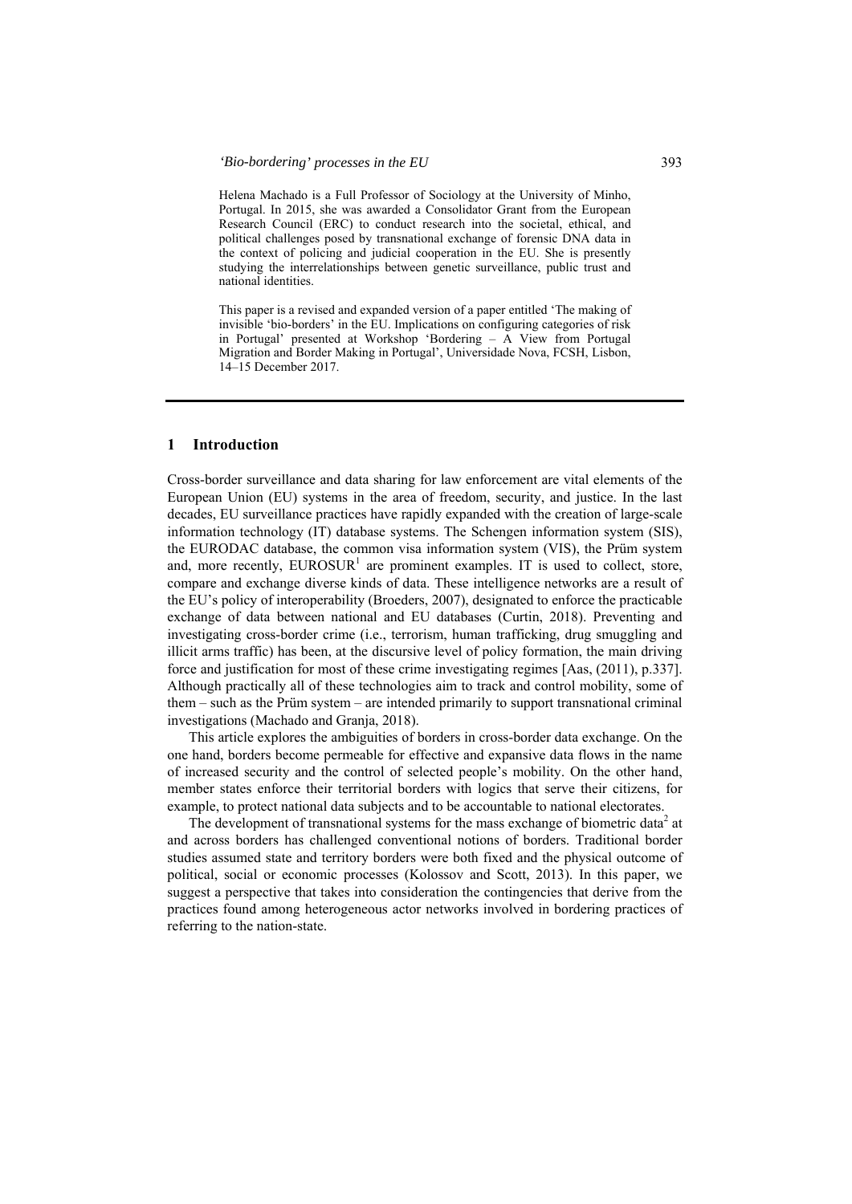Helena Machado is a Full Professor of Sociology at the University of Minho, Portugal. In 2015, she was awarded a Consolidator Grant from the European Research Council (ERC) to conduct research into the societal, ethical, and political challenges posed by transnational exchange of forensic DNA data in the context of policing and judicial cooperation in the EU. She is presently studying the interrelationships between genetic surveillance, public trust and national identities.

This paper is a revised and expanded version of a paper entitled 'The making of invisible 'bio-borders' in the EU. Implications on configuring categories of risk in Portugal' presented at Workshop 'Bordering – A View from Portugal Migration and Border Making in Portugal', Universidade Nova, FCSH, Lisbon, 14–15 December 2017.

## 1 Introduction

Cross-border surveillance and data sharing for law enforcement are vital elements of the European Union (EU) systems in the area of freedom, security, and justice. In the last decades, EU surveillance practices have rapidly expanded with the creation of large-scale information technology (IT) database systems. The Schengen information system (SIS), the EURODAC database, the common visa information system (VIS), the Prüm system and, more recently, EUROSUR[1] are prominent examples. IT is used to collect, store, compare and exchange diverse kinds of data. These intelligence networks are a result of the EU's policy of interoperability (Broeders, 2007), designated to enforce the practicable exchange of data between national and EU databases (Curtin, 2018). Preventing and investigating cross-border crime (i.e., terrorism, human trafficking, drug smuggling and illicit arms traffic) has been, at the discursive level of policy formation, the main driving force and justification for most of these crime investigating regimes [Aas, (2011), p.337]. Although practically all of these technologies aim to track and control mobility, some of them – such as the Prüm system – are intended primarily to support transnational criminal investigations (Machado and Granja, 2018).

This article explores the ambiguities of borders in cross-border data exchange. On the one hand, borders become permeable for effective and expansive data flows in the name of increased security and the control of selected people's mobility. On the other hand, member states enforce their territorial borders with logics that serve their citizens, for example, to protect national data subjects and to be accountable to national electorates.

The development of transnational systems for the mass exchange of biometric data[2] at and across borders has challenged conventional notions of borders. Traditional border studies assumed state and territory borders were both fixed and the physical outcome of political, social or economic processes (Kolossov and Scott, 2013). In this paper, we suggest a perspective that takes into consideration the contingencies that derive from the practices found among heterogeneous actor networks involved in bordering practices of referring to the nation-state.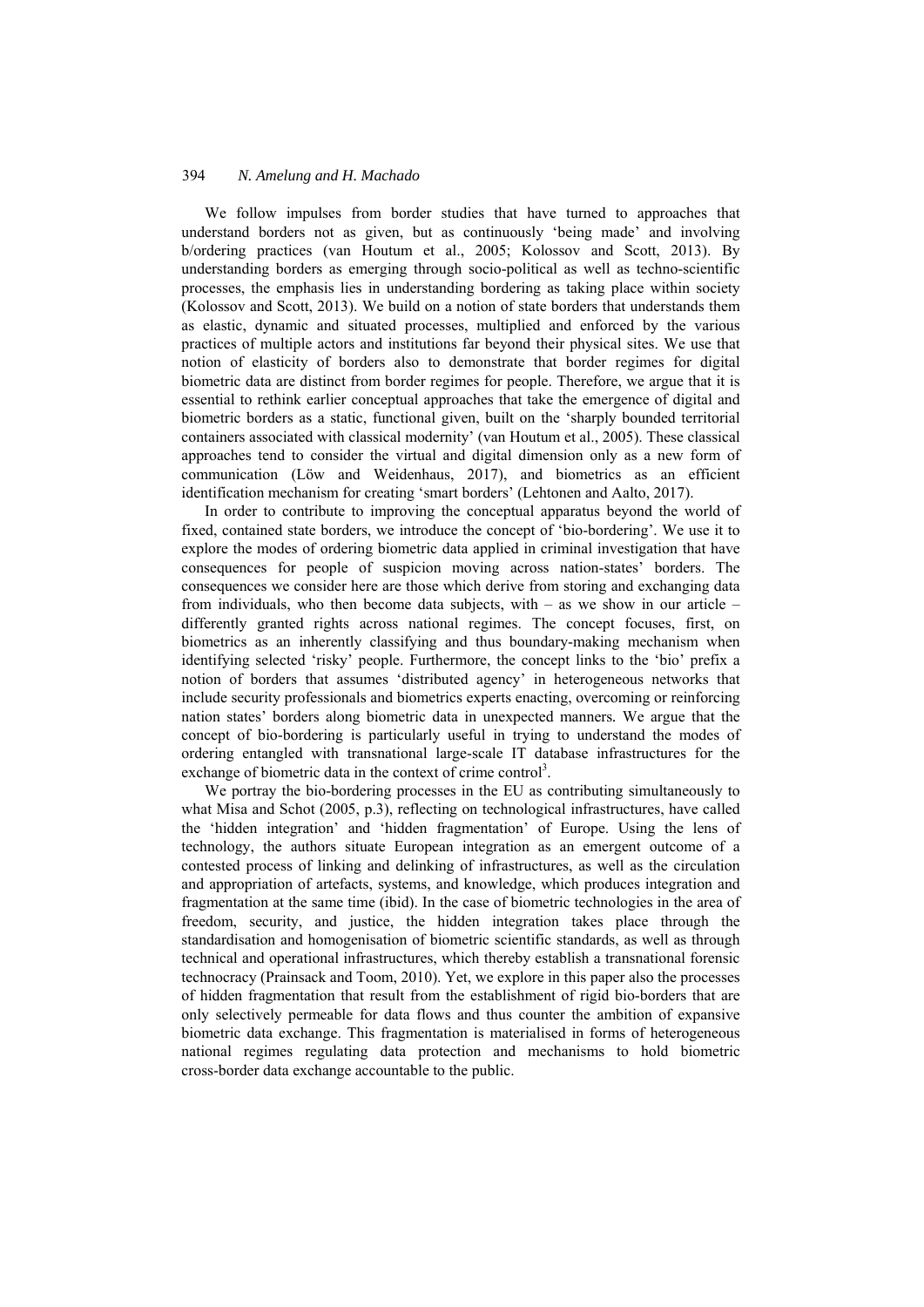We follow impulses from border studies that have turned to approaches that understand borders not as given, but as continuously 'being made' and involving b/ordering practices (van Houtum et al., 2005; Kolossov and Scott, 2013). By understanding borders as emerging through socio-political as well as techno-scientific processes, the emphasis lies in understanding bordering as taking place within society (Kolossov and Scott, 2013). We build on a notion of state borders that understands them as elastic, dynamic and situated processes, multiplied and enforced by the various practices of multiple actors and institutions far beyond their physical sites. We use that notion of elasticity of borders also to demonstrate that border regimes for digital biometric data are distinct from border regimes for people. Therefore, we argue that it is essential to rethink earlier conceptual approaches that take the emergence of digital and biometric borders as a static, functional given, built on the 'sharply bounded territorial containers associated with classical modernity' (van Houtum et al., 2005). These classical approaches tend to consider the virtual and digital dimension only as a new form of communication (Löw and Weidenhaus, 2017), and biometrics as an efficient identification mechanism for creating 'smart borders' (Lehtonen and Aalto, 2017).

In order to contribute to improving the conceptual apparatus beyond the world of fixed, contained state borders, we introduce the concept of 'bio-bordering'. We use it to explore the modes of ordering biometric data applied in criminal investigation that have consequences for people of suspicion moving across nation-states' borders. The consequences we consider here are those which derive from storing and exchanging data from individuals, who then become data subjects, with – as we show in our article – differently granted rights across national regimes. The concept focuses, first, on biometrics as an inherently classifying and thus boundary-making mechanism when identifying selected 'risky' people. Furthermore, the concept links to the 'bio' prefix a notion of borders that assumes 'distributed agency' in heterogeneous networks that include security professionals and biometrics experts enacting, overcoming or reinforcing nation states' borders along biometric data in unexpected manners. We argue that the concept of bio-bordering is particularly useful in trying to understand the modes of ordering entangled with transnational large-scale IT database infrastructures for the exchange of biometric data in the context of crime control[3].

We portray the bio-bordering processes in the EU as contributing simultaneously to what Misa and Schot (2005, p.3), reflecting on technological infrastructures, have called the 'hidden integration' and 'hidden fragmentation' of Europe. Using the lens of technology, the authors situate European integration as an emergent outcome of a contested process of linking and delinking of infrastructures, as well as the circulation and appropriation of artefacts, systems, and knowledge, which produces integration and fragmentation at the same time (ibid). In the case of biometric technologies in the area of freedom, security, and justice, the hidden integration takes place through the standardisation and homogenisation of biometric scientific standards, as well as through technical and operational infrastructures, which thereby establish a transnational forensic technocracy (Prainsack and Toom, 2010). Yet, we explore in this paper also the processes of hidden fragmentation that result from the establishment of rigid bio-borders that are only selectively permeable for data flows and thus counter the ambition of expansive biometric data exchange. This fragmentation is materialised in forms of heterogeneous national regimes regulating data protection and mechanisms to hold biometric cross-border data exchange accountable to the public.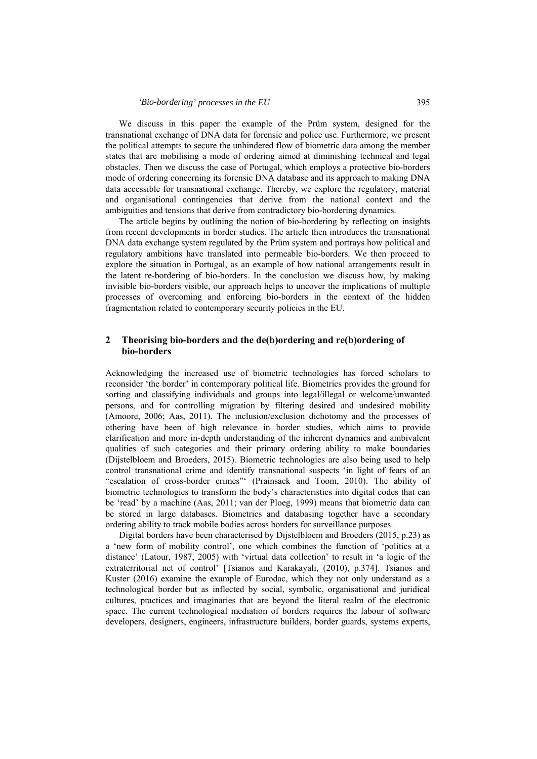We discuss in this paper the example of the Prüm system, designed for the transnational exchange of DNA data for forensic and police use. Furthermore, we present the political attempts to secure the unhindered flow of biometric data among the member states that are mobilising a mode of ordering aimed at diminishing technical and legal obstacles. Then we discuss the case of Portugal, which employs a protective bio-borders mode of ordering concerning its forensic DNA database and its approach to making DNA data accessible for transnational exchange. Thereby, we explore the regulatory, material and organisational contingencies that derive from the national context and the ambiguities and tensions that derive from contradictory bio-bordering dynamics.

The article begins by outlining the notion of bio-bordering by reflecting on insights from recent developments in border studies. The article then introduces the transnational DNA data exchange system regulated by the Prüm system and portrays how political and regulatory ambitions have translated into permeable bio-borders. We then proceed to explore the situation in Portugal, as an example of how national arrangements result in the latent re-bordering of bio-borders. In the conclusion we discuss how, by making invisible bio-borders visible, our approach helps to uncover the implications of multiple processes of overcoming and enforcing bio-borders in the context of the hidden fragmentation related to contemporary security policies in the EU.

## 2 Theorising bio-borders and the de(b)ordering and re(b)ordering of bio-borders

Acknowledging the increased use of biometric technologies has forced scholars to reconsider 'the border' in contemporary political life. Biometrics provides the ground for sorting and classifying individuals and groups into legal/illegal or welcome/unwanted persons, and for controlling migration by filtering desired and undesired mobility (Amoore, 2006; Aas, 2011). The inclusion/exclusion dichotomy and the processes of othering have been of high relevance in border studies, which aims to provide clarification and more in-depth understanding of the inherent dynamics and ambivalent qualities of such categories and their primary ordering ability to make boundaries (Dijstelbloem and Broeders, 2015). Biometric technologies are also being used to help control transnational crime and identify transnational suspects 'in light of fears of an "escalation of cross-border crimes"' (Prainsack and Toom, 2010). The ability of biometric technologies to transform the body's characteristics into digital codes that can be 'read' by a machine (Aas, 2011; van der Ploeg, 1999) means that biometric data can be stored in large databases. Biometrics and databasing together have a secondary ordering ability to track mobile bodies across borders for surveillance purposes.

Digital borders have been characterised by Dijstelbloem and Broeders (2015, p.23) as a 'new form of mobility control', one which combines the function of 'politics at a distance' (Latour, 1987, 2005) with 'virtual data collection' to result in 'a logic of the extraterritorial net of control' [Tsianos and Karakayali, (2010), p.374]. Tsianos and Kuster (2016) examine the example of Eurodac, which they not only understand as a technological border but as inflected by social, symbolic, organisational and juridical cultures, practices and imaginaries that are beyond the literal realm of the electronic space. The current technological mediation of borders requires the labour of software developers, designers, engineers, infrastructure builders, border guards, systems experts,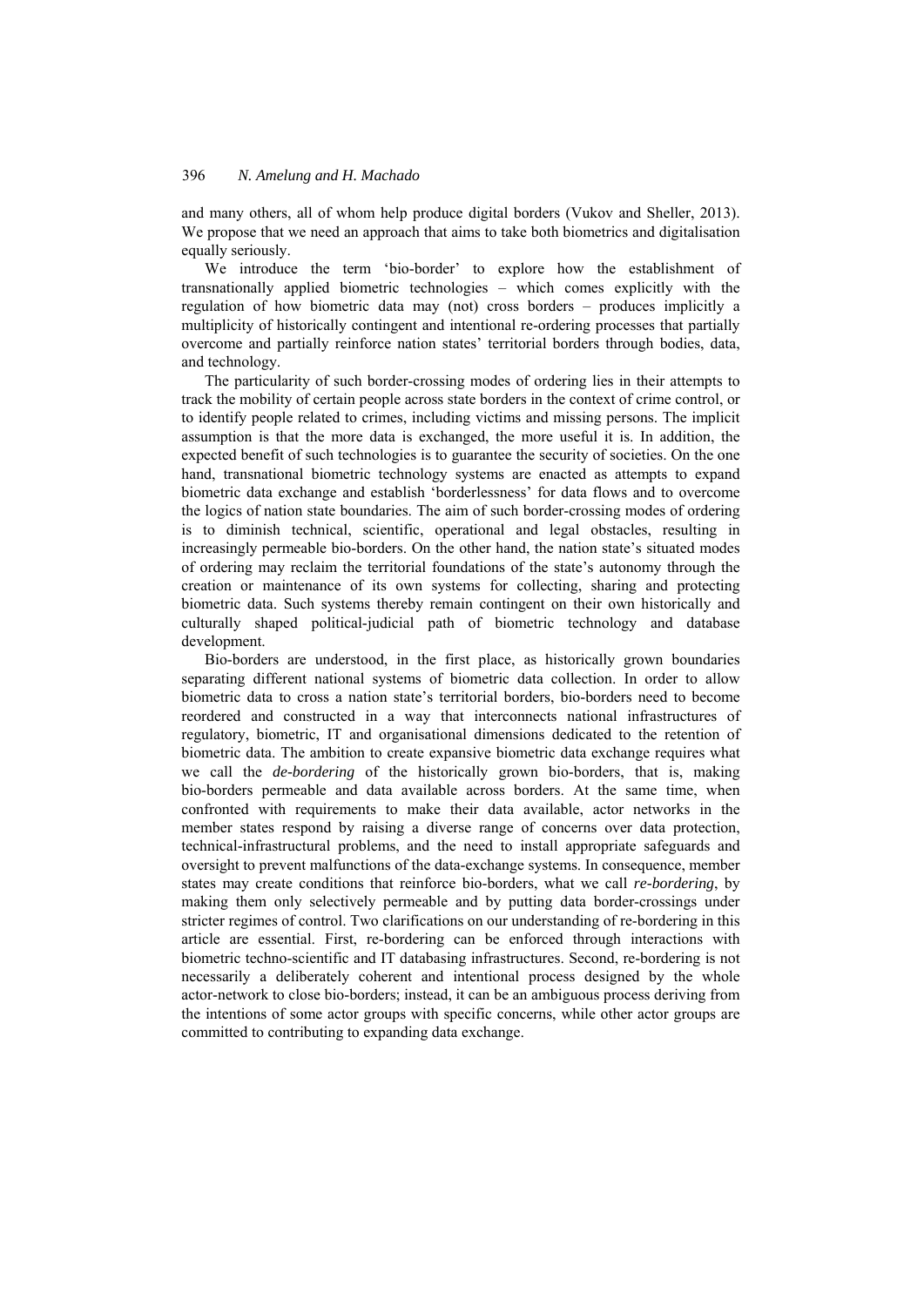and many others, all of whom help produce digital borders (Vukov and Sheller, 2013). We propose that we need an approach that aims to take both biometrics and digitalisation equally seriously.

We introduce the term 'bio-border' to explore how the establishment of transnationally applied biometric technologies – which comes explicitly with the regulation of how biometric data may (not) cross borders – produces implicitly a multiplicity of historically contingent and intentional re-ordering processes that partially overcome and partially reinforce nation states' territorial borders through bodies, data, and technology.

The particularity of such border-crossing modes of ordering lies in their attempts to track the mobility of certain people across state borders in the context of crime control, or to identify people related to crimes, including victims and missing persons. The implicit assumption is that the more data is exchanged, the more useful it is. In addition, the expected benefit of such technologies is to guarantee the security of societies. On the one hand, transnational biometric technology systems are enacted as attempts to expand biometric data exchange and establish 'borderlessness' for data flows and to overcome the logics of nation state boundaries. The aim of such border-crossing modes of ordering is to diminish technical, scientific, operational and legal obstacles, resulting in increasingly permeable bio-borders. On the other hand, the nation state's situated modes of ordering may reclaim the territorial foundations of the state's autonomy through the creation or maintenance of its own systems for collecting, sharing and protecting biometric data. Such systems thereby remain contingent on their own historically and culturally shaped political-judicial path of biometric technology and database development.

Bio-borders are understood, in the first place, as historically grown boundaries separating different national systems of biometric data collection. In order to allow biometric data to cross a nation state's territorial borders, bio-borders need to become reordered and constructed in a way that interconnects national infrastructures of regulatory, biometric, IT and organisational dimensions dedicated to the retention of biometric data. The ambition to create expansive biometric data exchange requires what we call the *de-bordering* of the historically grown bio-borders, that is, making bio-borders permeable and data available across borders. At the same time, when confronted with requirements to make their data available, actor networks in the member states respond by raising a diverse range of concerns over data protection, technical-infrastructural problems, and the need to install appropriate safeguards and oversight to prevent malfunctions of the data-exchange systems. In consequence, member states may create conditions that reinforce bio-borders, what we call *re-bordering*, by making them only selectively permeable and by putting data border-crossings under stricter regimes of control. Two clarifications on our understanding of re-bordering in this article are essential. First, re-bordering can be enforced through interactions with biometric techno-scientific and IT databasing infrastructures. Second, re-bordering is not necessarily a deliberately coherent and intentional process designed by the whole actor-network to close bio-borders; instead, it can be an ambiguous process deriving from the intentions of some actor groups with specific concerns, while other actor groups are committed to contributing to expanding data exchange.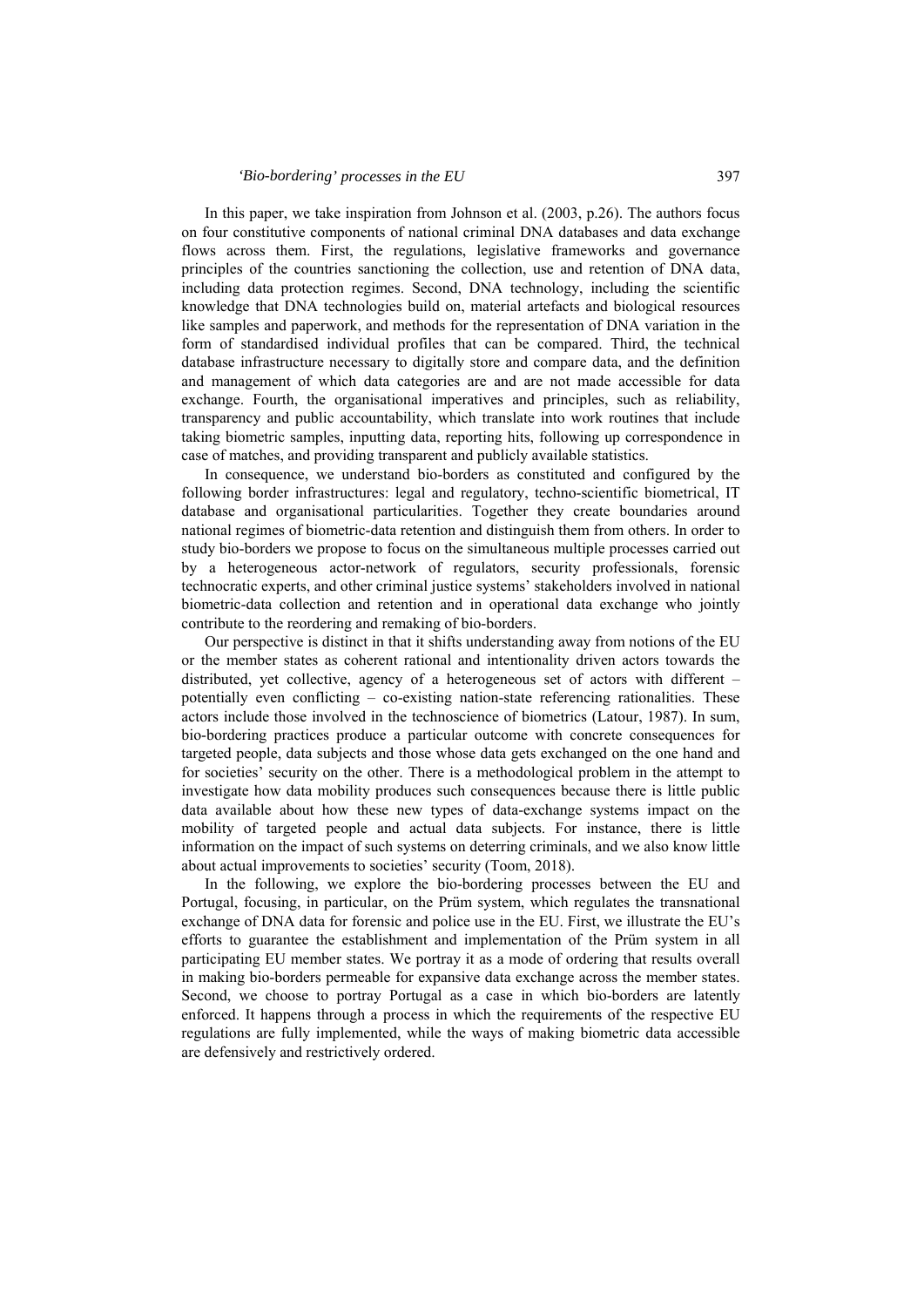In this paper, we take inspiration from Johnson et al. (2003, p.26). The authors focus on four constitutive components of national criminal DNA databases and data exchange flows across them. First, the regulations, legislative frameworks and governance principles of the countries sanctioning the collection, use and retention of DNA data, including data protection regimes. Second, DNA technology, including the scientific knowledge that DNA technologies build on, material artefacts and biological resources like samples and paperwork, and methods for the representation of DNA variation in the form of standardised individual profiles that can be compared. Third, the technical database infrastructure necessary to digitally store and compare data, and the definition and management of which data categories are and are not made accessible for data exchange. Fourth, the organisational imperatives and principles, such as reliability, transparency and public accountability, which translate into work routines that include taking biometric samples, inputting data, reporting hits, following up correspondence in case of matches, and providing transparent and publicly available statistics.

In consequence, we understand bio-borders as constituted and configured by the following border infrastructures: legal and regulatory, techno-scientific biometrical, IT database and organisational particularities. Together they create boundaries around national regimes of biometric-data retention and distinguish them from others. In order to study bio-borders we propose to focus on the simultaneous multiple processes carried out by a heterogeneous actor-network of regulators, security professionals, forensic technocratic experts, and other criminal justice systems' stakeholders involved in national biometric-data collection and retention and in operational data exchange who jointly contribute to the reordering and remaking of bio-borders.

Our perspective is distinct in that it shifts understanding away from notions of the EU or the member states as coherent rational and intentionality driven actors towards the distributed, yet collective, agency of a heterogeneous set of actors with different – potentially even conflicting – co-existing nation-state referencing rationalities. These actors include those involved in the technoscience of biometrics (Latour, 1987). In sum, bio-bordering practices produce a particular outcome with concrete consequences for targeted people, data subjects and those whose data gets exchanged on the one hand and for societies' security on the other. There is a methodological problem in the attempt to investigate how data mobility produces such consequences because there is little public data available about how these new types of data-exchange systems impact on the mobility of targeted people and actual data subjects. For instance, there is little information on the impact of such systems on deterring criminals, and we also know little about actual improvements to societies' security (Toom, 2018).

In the following, we explore the bio-bordering processes between the EU and Portugal, focusing, in particular, on the Prüm system, which regulates the transnational exchange of DNA data for forensic and police use in the EU. First, we illustrate the EU's efforts to guarantee the establishment and implementation of the Prüm system in all participating EU member states. We portray it as a mode of ordering that results overall in making bio-borders permeable for expansive data exchange across the member states. Second, we choose to portray Portugal as a case in which bio-borders are latently enforced. It happens through a process in which the requirements of the respective EU regulations are fully implemented, while the ways of making biometric data accessible are defensively and restrictively ordered.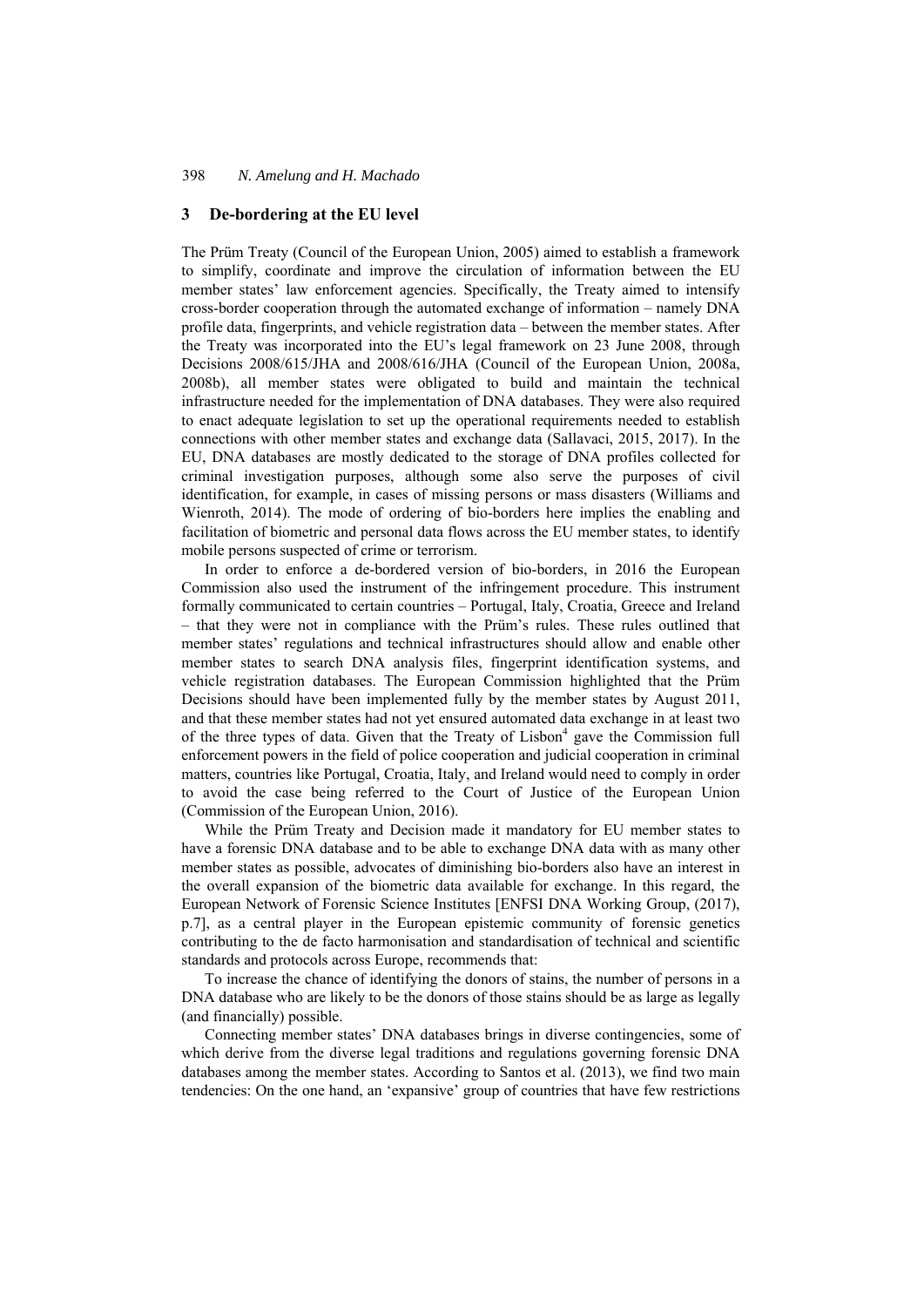## 3 De-bordering at the EU level

The Prüm Treaty (Council of the European Union, 2005) aimed to establish a framework to simplify, coordinate and improve the circulation of information between the EU member states' law enforcement agencies. Specifically, the Treaty aimed to intensify cross-border cooperation through the automated exchange of information – namely DNA profile data, fingerprints, and vehicle registration data – between the member states. After the Treaty was incorporated into the EU's legal framework on 23 June 2008, through Decisions 2008/615/JHA and 2008/616/JHA (Council of the European Union, 2008a, 2008b), all member states were obligated to build and maintain the technical infrastructure needed for the implementation of DNA databases. They were also required to enact adequate legislation to set up the operational requirements needed to establish connections with other member states and exchange data (Sallavaci, 2015, 2017). In the EU, DNA databases are mostly dedicated to the storage of DNA profiles collected for criminal investigation purposes, although some also serve the purposes of civil identification, for example, in cases of missing persons or mass disasters (Williams and Wienroth, 2014). The mode of ordering of bio-borders here implies the enabling and facilitation of biometric and personal data flows across the EU member states, to identify mobile persons suspected of crime or terrorism.

In order to enforce a de-bordered version of bio-borders, in 2016 the European Commission also used the instrument of the infringement procedure. This instrument formally communicated to certain countries – Portugal, Italy, Croatia, Greece and Ireland – that they were not in compliance with the Prüm's rules. These rules outlined that member states' regulations and technical infrastructures should allow and enable other member states to search DNA analysis files, fingerprint identification systems, and vehicle registration databases. The European Commission highlighted that the Prüm Decisions should have been implemented fully by the member states by August 2011, and that these member states had not yet ensured automated data exchange in at least two of the three types of data. Given that the Treaty of Lisbon[4] gave the Commission full enforcement powers in the field of police cooperation and judicial cooperation in criminal matters, countries like Portugal, Croatia, Italy, and Ireland would need to comply in order to avoid the case being referred to the Court of Justice of the European Union (Commission of the European Union, 2016).

While the Prüm Treaty and Decision made it mandatory for EU member states to have a forensic DNA database and to be able to exchange DNA data with as many other member states as possible, advocates of diminishing bio-borders also have an interest in the overall expansion of the biometric data available for exchange. In this regard, the European Network of Forensic Science Institutes [ENFSI DNA Working Group, (2017), p.7], as a central player in the European epistemic community of forensic genetics contributing to the de facto harmonisation and standardisation of technical and scientific standards and protocols across Europe, recommends that:

To increase the chance of identifying the donors of stains, the number of persons in a DNA database who are likely to be the donors of those stains should be as large as legally (and financially) possible.

Connecting member states' DNA databases brings in diverse contingencies, some of which derive from the diverse legal traditions and regulations governing forensic DNA databases among the member states. According to Santos et al. (2013), we find two main tendencies: On the one hand, an 'expansive' group of countries that have few restrictions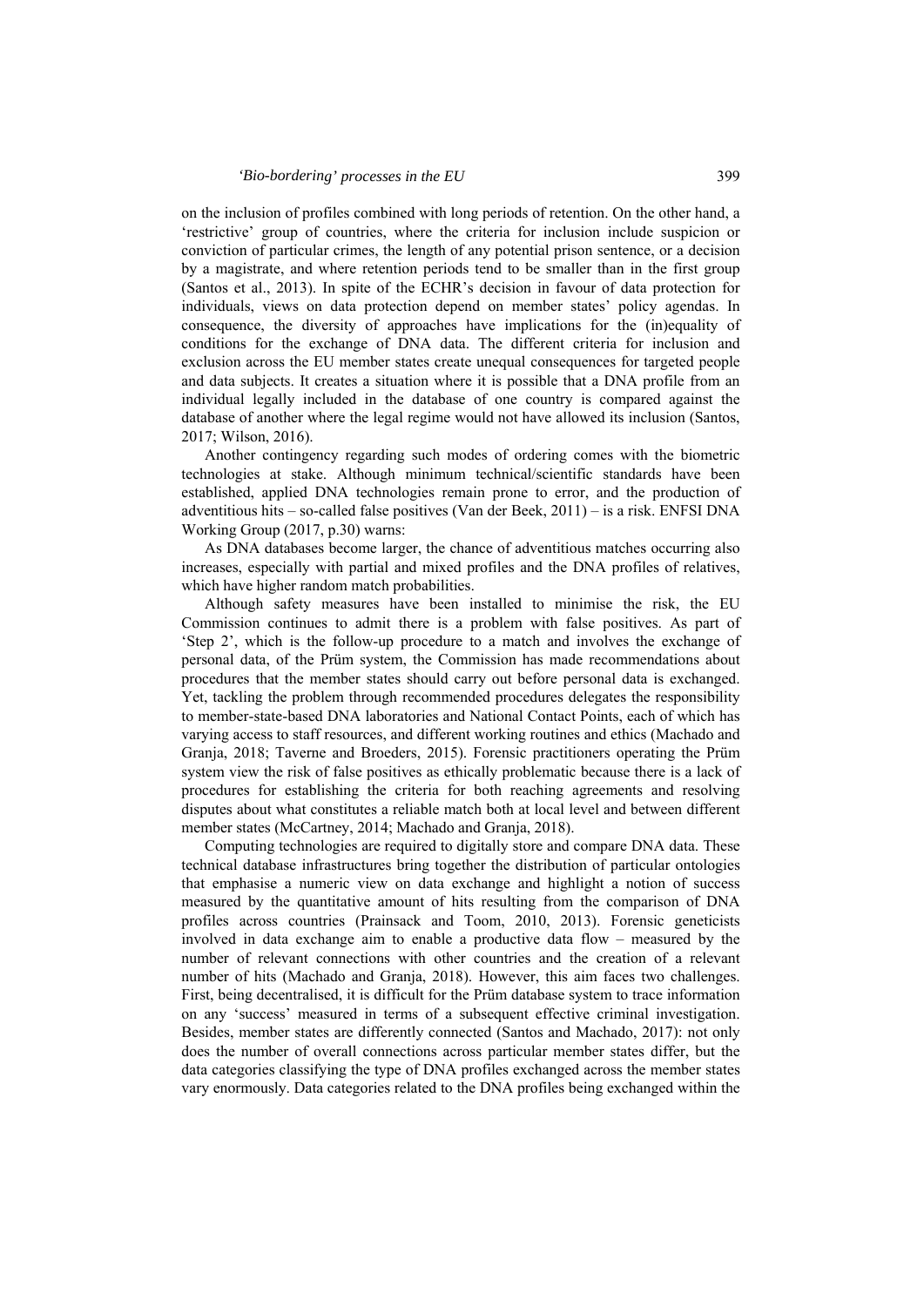on the inclusion of profiles combined with long periods of retention. On the other hand, a 'restrictive' group of countries, where the criteria for inclusion include suspicion or conviction of particular crimes, the length of any potential prison sentence, or a decision by a magistrate, and where retention periods tend to be smaller than in the first group (Santos et al., 2013). In spite of the ECHR's decision in favour of data protection for individuals, views on data protection depend on member states' policy agendas. In consequence, the diversity of approaches have implications for the (in)equality of conditions for the exchange of DNA data. The different criteria for inclusion and exclusion across the EU member states create unequal consequences for targeted people and data subjects. It creates a situation where it is possible that a DNA profile from an individual legally included in the database of one country is compared against the database of another where the legal regime would not have allowed its inclusion (Santos, 2017; Wilson, 2016).

Another contingency regarding such modes of ordering comes with the biometric technologies at stake. Although minimum technical/scientific standards have been established, applied DNA technologies remain prone to error, and the production of adventitious hits – so-called false positives (Van der Beek, 2011) – is a risk. ENFSI DNA Working Group (2017, p.30) warns:

As DNA databases become larger, the chance of adventitious matches occurring also increases, especially with partial and mixed profiles and the DNA profiles of relatives, which have higher random match probabilities.

Although safety measures have been installed to minimise the risk, the EU Commission continues to admit there is a problem with false positives. As part of 'Step 2', which is the follow-up procedure to a match and involves the exchange of personal data, of the Prüm system, the Commission has made recommendations about procedures that the member states should carry out before personal data is exchanged. Yet, tackling the problem through recommended procedures delegates the responsibility to member-state-based DNA laboratories and National Contact Points, each of which has varying access to staff resources, and different working routines and ethics (Machado and Granja, 2018; Taverne and Broeders, 2015). Forensic practitioners operating the Prüm system view the risk of false positives as ethically problematic because there is a lack of procedures for establishing the criteria for both reaching agreements and resolving disputes about what constitutes a reliable match both at local level and between different member states (McCartney, 2014; Machado and Granja, 2018).

Computing technologies are required to digitally store and compare DNA data. These technical database infrastructures bring together the distribution of particular ontologies that emphasise a numeric view on data exchange and highlight a notion of success measured by the quantitative amount of hits resulting from the comparison of DNA profiles across countries (Prainsack and Toom, 2010, 2013). Forensic geneticists involved in data exchange aim to enable a productive data flow – measured by the number of relevant connections with other countries and the creation of a relevant number of hits (Machado and Granja, 2018). However, this aim faces two challenges. First, being decentralised, it is difficult for the Prüm database system to trace information on any 'success' measured in terms of a subsequent effective criminal investigation. Besides, member states are differently connected (Santos and Machado, 2017): not only does the number of overall connections across particular member states differ, but the data categories classifying the type of DNA profiles exchanged across the member states vary enormously. Data categories related to the DNA profiles being exchanged within the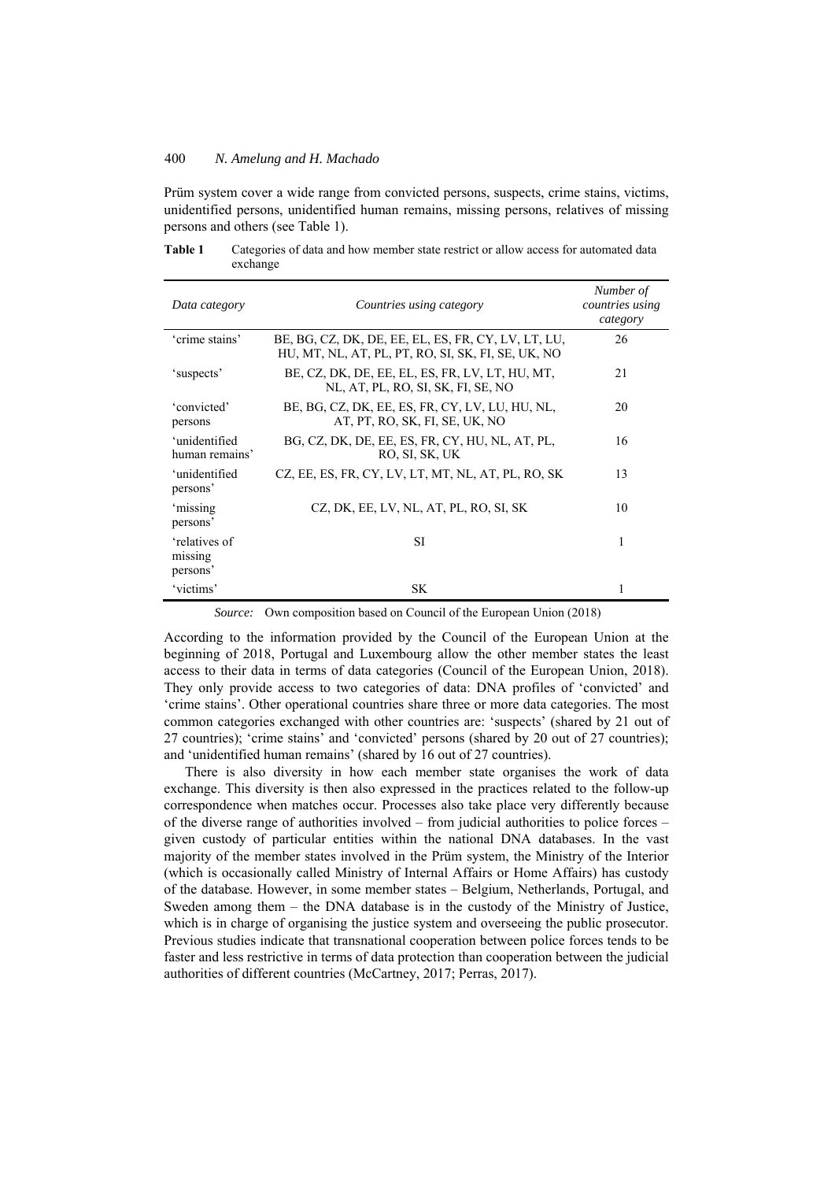Prüm system cover a wide range from convicted persons, suspects, crime stains, victims, unidentified persons, unidentified human remains, missing persons, relatives of missing persons and others (see Table 1).

**Table 1** Categories of data and how member state restrict or allow access for automated data exchange

| *Data category* | *Countries using category* | *Number of countries using category* |
|---|---|---|
| 'crime stains' | BE, BG, CZ, DK, DE, EE, EL, ES, FR, CY, LV, LT, LU, HU, MT, NL, AT, PL, PT, RO, SI, SK, FI, SE, UK, NO | 26 |
| 'suspects' | BE, CZ, DK, DE, EE, EL, ES, FR, LV, LT, HU, MT, NL, AT, PL, RO, SI, SK, FI, SE, NO | 21 |
| 'convicted' persons | BE, BG, CZ, DK, EE, ES, FR, CY, LV, LU, HU, NL, AT, PT, RO, SK, FI, SE, UK, NO | 20 |
| 'unidentified human remains' | BG, CZ, DK, DE, EE, ES, FR, CY, HU, NL, AT, PL, RO, SI, SK, UK | 16 |
| 'unidentified persons' | CZ, EE, ES, FR, CY, LV, LT, MT, NL, AT, PL, RO, SK | 13 |
| 'missing persons' | CZ, DK, EE, LV, NL, AT, PL, RO, SI, SK | 10 |
| 'relatives of missing persons' | SI | 1 |
| 'victims' | SK | 1 |

*Source:* Own composition based on Council of the European Union (2018)

According to the information provided by the Council of the European Union at the beginning of 2018, Portugal and Luxembourg allow the other member states the least access to their data in terms of data categories (Council of the European Union, 2018). They only provide access to two categories of data: DNA profiles of 'convicted' and 'crime stains'. Other operational countries share three or more data categories. The most common categories exchanged with other countries are: 'suspects' (shared by 21 out of 27 countries); 'crime stains' and 'convicted' persons (shared by 20 out of 27 countries); and 'unidentified human remains' (shared by 16 out of 27 countries).

There is also diversity in how each member state organises the work of data exchange. This diversity is then also expressed in the practices related to the follow-up correspondence when matches occur. Processes also take place very differently because of the diverse range of authorities involved – from judicial authorities to police forces – given custody of particular entities within the national DNA databases. In the vast majority of the member states involved in the Prüm system, the Ministry of the Interior (which is occasionally called Ministry of Internal Affairs or Home Affairs) has custody of the database. However, in some member states – Belgium, Netherlands, Portugal, and Sweden among them – the DNA database is in the custody of the Ministry of Justice, which is in charge of organising the justice system and overseeing the public prosecutor. Previous studies indicate that transnational cooperation between police forces tends to be faster and less restrictive in terms of data protection than cooperation between the judicial authorities of different countries (McCartney, 2017; Perras, 2017).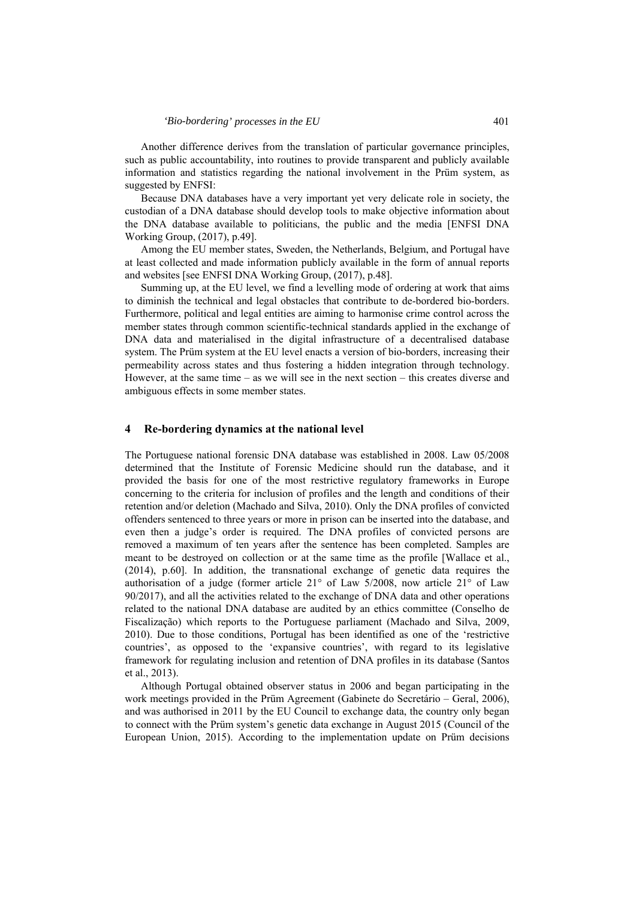Another difference derives from the translation of particular governance principles, such as public accountability, into routines to provide transparent and publicly available information and statistics regarding the national involvement in the Prüm system, as suggested by ENFSI:

Because DNA databases have a very important yet very delicate role in society, the custodian of a DNA database should develop tools to make objective information about the DNA database available to politicians, the public and the media [ENFSI DNA Working Group, (2017), p.49].

Among the EU member states, Sweden, the Netherlands, Belgium, and Portugal have at least collected and made information publicly available in the form of annual reports and websites [see ENFSI DNA Working Group, (2017), p.48].

Summing up, at the EU level, we find a levelling mode of ordering at work that aims to diminish the technical and legal obstacles that contribute to de-bordered bio-borders. Furthermore, political and legal entities are aiming to harmonise crime control across the member states through common scientific-technical standards applied in the exchange of DNA data and materialised in the digital infrastructure of a decentralised database system. The Prüm system at the EU level enacts a version of bio-borders, increasing their permeability across states and thus fostering a hidden integration through technology. However, at the same time – as we will see in the next section – this creates diverse and ambiguous effects in some member states.

## 4 Re-bordering dynamics at the national level

The Portuguese national forensic DNA database was established in 2008. Law 05/2008 determined that the Institute of Forensic Medicine should run the database, and it provided the basis for one of the most restrictive regulatory frameworks in Europe concerning to the criteria for inclusion of profiles and the length and conditions of their retention and/or deletion (Machado and Silva, 2010). Only the DNA profiles of convicted offenders sentenced to three years or more in prison can be inserted into the database, and even then a judge's order is required. The DNA profiles of convicted persons are removed a maximum of ten years after the sentence has been completed. Samples are meant to be destroyed on collection or at the same time as the profile [Wallace et al., (2014), p.60]. In addition, the transnational exchange of genetic data requires the authorisation of a judge (former article 21° of Law 5/2008, now article 21° of Law 90/2017), and all the activities related to the exchange of DNA data and other operations related to the national DNA database are audited by an ethics committee (Conselho de Fiscalização) which reports to the Portuguese parliament (Machado and Silva, 2009, 2010). Due to those conditions, Portugal has been identified as one of the 'restrictive countries', as opposed to the 'expansive countries', with regard to its legislative framework for regulating inclusion and retention of DNA profiles in its database (Santos et al., 2013).

Although Portugal obtained observer status in 2006 and began participating in the work meetings provided in the Prüm Agreement (Gabinete do Secretário – Geral, 2006), and was authorised in 2011 by the EU Council to exchange data, the country only began to connect with the Prüm system's genetic data exchange in August 2015 (Council of the European Union, 2015). According to the implementation update on Prüm decisions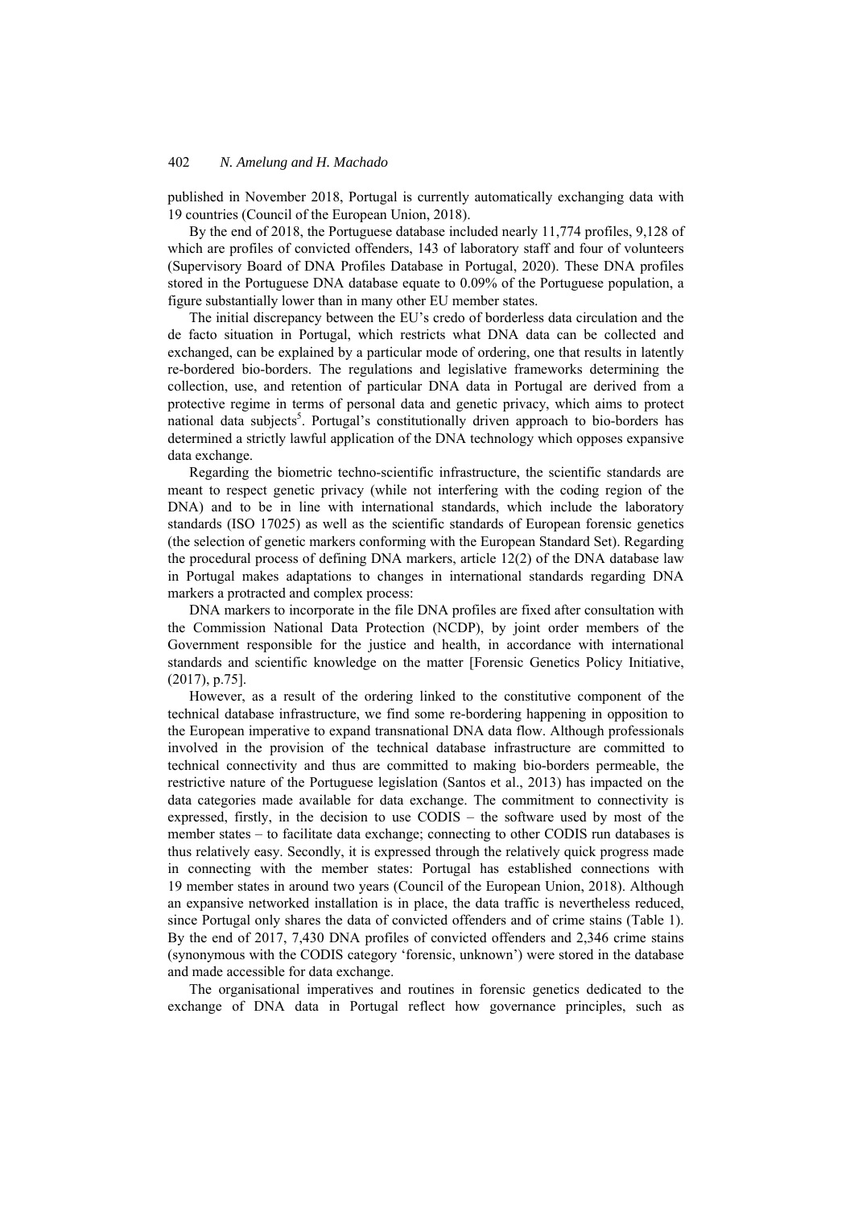published in November 2018, Portugal is currently automatically exchanging data with 19 countries (Council of the European Union, 2018).

By the end of 2018, the Portuguese database included nearly 11,774 profiles, 9,128 of which are profiles of convicted offenders, 143 of laboratory staff and four of volunteers (Supervisory Board of DNA Profiles Database in Portugal, 2020). These DNA profiles stored in the Portuguese DNA database equate to 0.09% of the Portuguese population, a figure substantially lower than in many other EU member states.

The initial discrepancy between the EU's credo of borderless data circulation and the de facto situation in Portugal, which restricts what DNA data can be collected and exchanged, can be explained by a particular mode of ordering, one that results in latently re-bordered bio-borders. The regulations and legislative frameworks determining the collection, use, and retention of particular DNA data in Portugal are derived from a protective regime in terms of personal data and genetic privacy, which aims to protect national data subjects[5]. Portugal's constitutionally driven approach to bio-borders has determined a strictly lawful application of the DNA technology which opposes expansive data exchange.

Regarding the biometric techno-scientific infrastructure, the scientific standards are meant to respect genetic privacy (while not interfering with the coding region of the DNA) and to be in line with international standards, which include the laboratory standards (ISO 17025) as well as the scientific standards of European forensic genetics (the selection of genetic markers conforming with the European Standard Set). Regarding the procedural process of defining DNA markers, article 12(2) of the DNA database law in Portugal makes adaptations to changes in international standards regarding DNA markers a protracted and complex process:

> DNA markers to incorporate in the file DNA profiles are fixed after consultation with the Commission National Data Protection (NCDP), by joint order members of the Government responsible for the justice and health, in accordance with international standards and scientific knowledge on the matter [Forensic Genetics Policy Initiative, (2017), p.75].

However, as a result of the ordering linked to the constitutive component of the technical database infrastructure, we find some re-bordering happening in opposition to the European imperative to expand transnational DNA data flow. Although professionals involved in the provision of the technical database infrastructure are committed to technical connectivity and thus are committed to making bio-borders permeable, the restrictive nature of the Portuguese legislation (Santos et al., 2013) has impacted on the data categories made available for data exchange. The commitment to connectivity is expressed, firstly, in the decision to use CODIS – the software used by most of the member states – to facilitate data exchange; connecting to other CODIS run databases is thus relatively easy. Secondly, it is expressed through the relatively quick progress made in connecting with the member states: Portugal has established connections with 19 member states in around two years (Council of the European Union, 2018). Although an expansive networked installation is in place, the data traffic is nevertheless reduced, since Portugal only shares the data of convicted offenders and of crime stains (Table 1). By the end of 2017, 7,430 DNA profiles of convicted offenders and 2,346 crime stains (synonymous with the CODIS category 'forensic, unknown') were stored in the database and made accessible for data exchange.

The organisational imperatives and routines in forensic genetics dedicated to the exchange of DNA data in Portugal reflect how governance principles, such as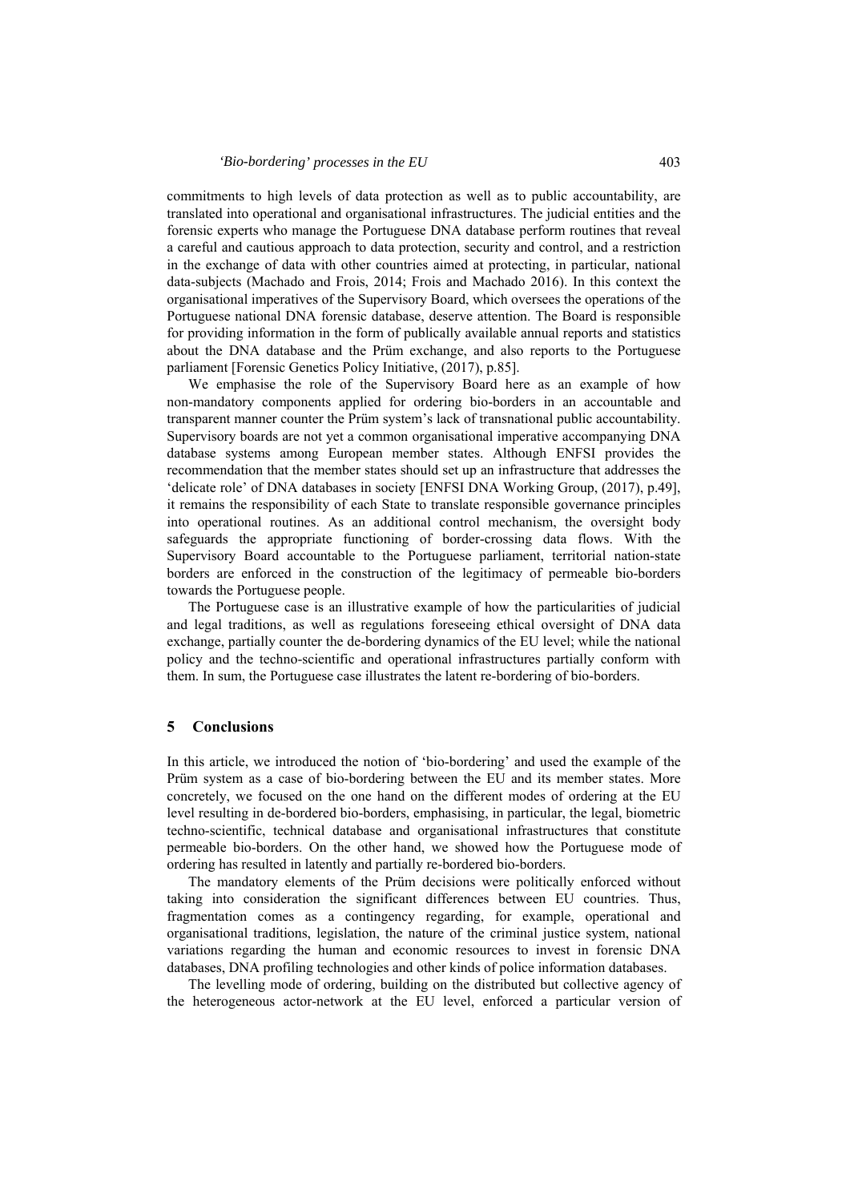commitments to high levels of data protection as well as to public accountability, are translated into operational and organisational infrastructures. The judicial entities and the forensic experts who manage the Portuguese DNA database perform routines that reveal a careful and cautious approach to data protection, security and control, and a restriction in the exchange of data with other countries aimed at protecting, in particular, national data-subjects (Machado and Frois, 2014; Frois and Machado 2016). In this context the organisational imperatives of the Supervisory Board, which oversees the operations of the Portuguese national DNA forensic database, deserve attention. The Board is responsible for providing information in the form of publically available annual reports and statistics about the DNA database and the Prüm exchange, and also reports to the Portuguese parliament [Forensic Genetics Policy Initiative, (2017), p.85].

We emphasise the role of the Supervisory Board here as an example of how non-mandatory components applied for ordering bio-borders in an accountable and transparent manner counter the Prüm system's lack of transnational public accountability. Supervisory boards are not yet a common organisational imperative accompanying DNA database systems among European member states. Although ENFSI provides the recommendation that the member states should set up an infrastructure that addresses the 'delicate role' of DNA databases in society [ENFSI DNA Working Group, (2017), p.49], it remains the responsibility of each State to translate responsible governance principles into operational routines. As an additional control mechanism, the oversight body safeguards the appropriate functioning of border-crossing data flows. With the Supervisory Board accountable to the Portuguese parliament, territorial nation-state borders are enforced in the construction of the legitimacy of permeable bio-borders towards the Portuguese people.

The Portuguese case is an illustrative example of how the particularities of judicial and legal traditions, as well as regulations foreseeing ethical oversight of DNA data exchange, partially counter the de-bordering dynamics of the EU level; while the national policy and the techno-scientific and operational infrastructures partially conform with them. In sum, the Portuguese case illustrates the latent re-bordering of bio-borders.

## 5 Conclusions

In this article, we introduced the notion of 'bio-bordering' and used the example of the Prüm system as a case of bio-bordering between the EU and its member states. More concretely, we focused on the one hand on the different modes of ordering at the EU level resulting in de-bordered bio-borders, emphasising, in particular, the legal, biometric techno-scientific, technical database and organisational infrastructures that constitute permeable bio-borders. On the other hand, we showed how the Portuguese mode of ordering has resulted in latently and partially re-bordered bio-borders.

The mandatory elements of the Prüm decisions were politically enforced without taking into consideration the significant differences between EU countries. Thus, fragmentation comes as a contingency regarding, for example, operational and organisational traditions, legislation, the nature of the criminal justice system, national variations regarding the human and economic resources to invest in forensic DNA databases, DNA profiling technologies and other kinds of police information databases.

The levelling mode of ordering, building on the distributed but collective agency of the heterogeneous actor-network at the EU level, enforced a particular version of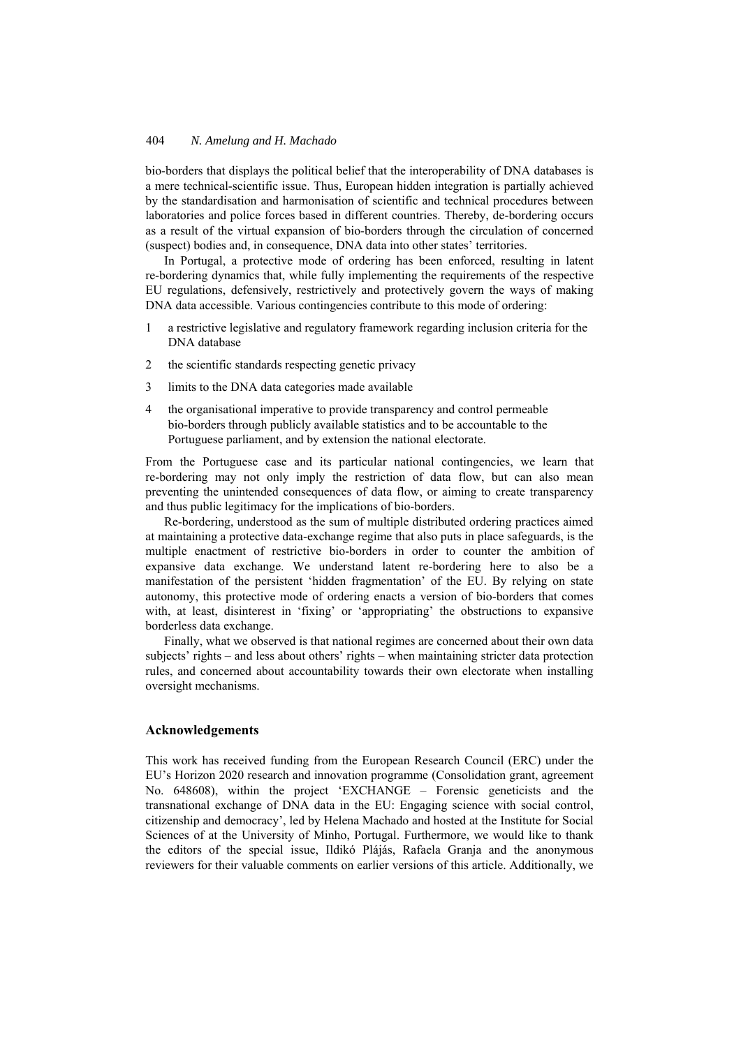bio-borders that displays the political belief that the interoperability of DNA databases is a mere technical-scientific issue. Thus, European hidden integration is partially achieved by the standardisation and harmonisation of scientific and technical procedures between laboratories and police forces based in different countries. Thereby, de-bordering occurs as a result of the virtual expansion of bio-borders through the circulation of concerned (suspect) bodies and, in consequence, DNA data into other states' territories.

In Portugal, a protective mode of ordering has been enforced, resulting in latent re-bordering dynamics that, while fully implementing the requirements of the respective EU regulations, defensively, restrictively and protectively govern the ways of making DNA data accessible. Various contingencies contribute to this mode of ordering:

1. a restrictive legislative and regulatory framework regarding inclusion criteria for the DNA database
2. the scientific standards respecting genetic privacy
3. limits to the DNA data categories made available
4. the organisational imperative to provide transparency and control permeable bio-borders through publicly available statistics and to be accountable to the Portuguese parliament, and by extension the national electorate.

From the Portuguese case and its particular national contingencies, we learn that re-bordering may not only imply the restriction of data flow, but can also mean preventing the unintended consequences of data flow, or aiming to create transparency and thus public legitimacy for the implications of bio-borders.

Re-bordering, understood as the sum of multiple distributed ordering practices aimed at maintaining a protective data-exchange regime that also puts in place safeguards, is the multiple enactment of restrictive bio-borders in order to counter the ambition of expansive data exchange. We understand latent re-bordering here to also be a manifestation of the persistent 'hidden fragmentation' of the EU. By relying on state autonomy, this protective mode of ordering enacts a version of bio-borders that comes with, at least, disinterest in 'fixing' or 'appropriating' the obstructions to expansive borderless data exchange.

Finally, what we observed is that national regimes are concerned about their own data subjects' rights – and less about others' rights – when maintaining stricter data protection rules, and concerned about accountability towards their own electorate when installing oversight mechanisms.

## Acknowledgements

This work has received funding from the European Research Council (ERC) under the EU's Horizon 2020 research and innovation programme (Consolidation grant, agreement No. 648608), within the project 'EXCHANGE – Forensic geneticists and the transnational exchange of DNA data in the EU: Engaging science with social control, citizenship and democracy', led by Helena Machado and hosted at the Institute for Social Sciences of at the University of Minho, Portugal. Furthermore, we would like to thank the editors of the special issue, Ildikó Plájás, Rafaela Granja and the anonymous reviewers for their valuable comments on earlier versions of this article. Additionally, we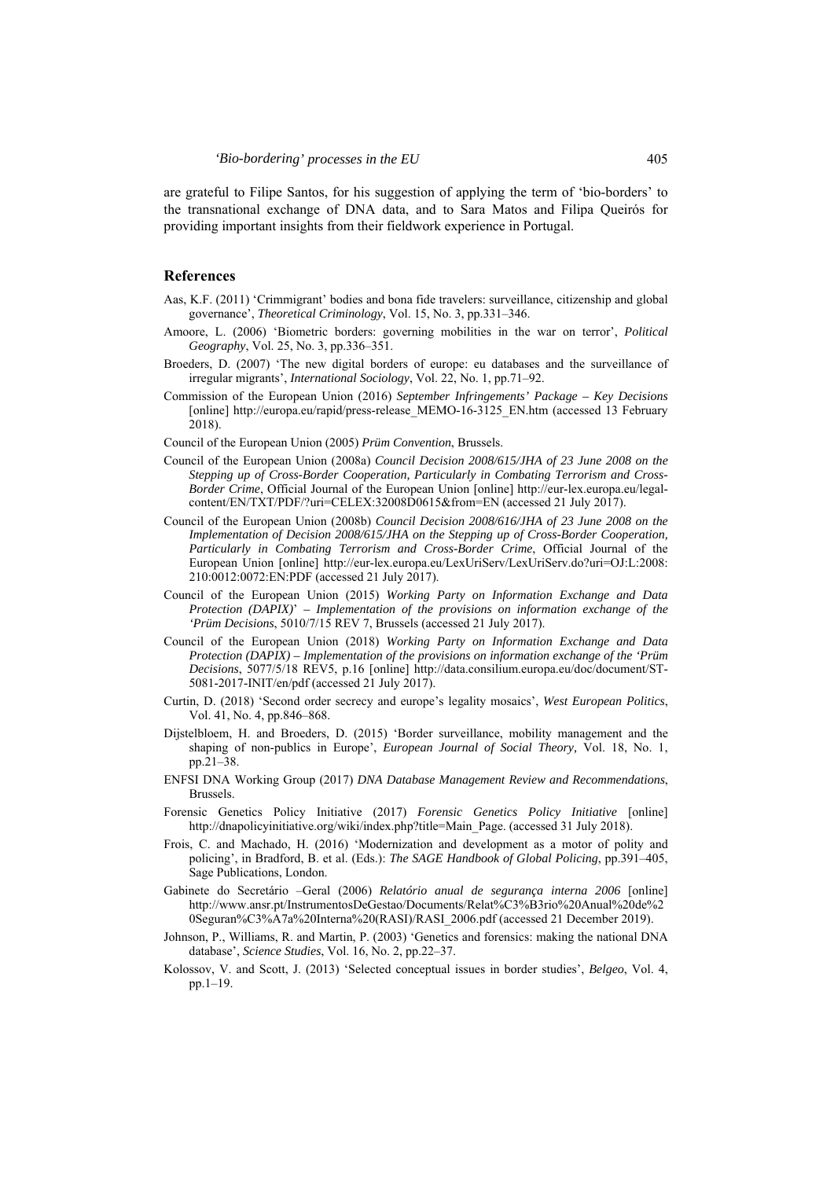are grateful to Filipe Santos, for his suggestion of applying the term of 'bio-borders' to the transnational exchange of DNA data, and to Sara Matos and Filipa Queirós for providing important insights from their fieldwork experience in Portugal.

## References

Aas, K.F. (2011) 'Crimmigrant' bodies and bona fide travelers: surveillance, citizenship and global governance', *Theoretical Criminology*, Vol. 15, No. 3, pp.331–346.

Amoore, L. (2006) 'Biometric borders: governing mobilities in the war on terror', *Political Geography*, Vol. 25, No. 3, pp.336–351.

Broeders, D. (2007) 'The new digital borders of europe: eu databases and the surveillance of irregular migrants', *International Sociology*, Vol. 22, No. 1, pp.71–92.

Commission of the European Union (2016) *September Infringements' Package – Key Decisions* [online] http://europa.eu/rapid/press-release_MEMO-16-3125_EN.htm (accessed 13 February 2018).

Council of the European Union (2005) *Prüm Convention*, Brussels.

Council of the European Union (2008a) *Council Decision 2008/615/JHA of 23 June 2008 on the Stepping up of Cross-Border Cooperation, Particularly in Combating Terrorism and Cross-Border Crime*, Official Journal of the European Union [online] http://eur-lex.europa.eu/legal-content/EN/TXT/PDF/?uri=CELEX:32008D0615&from=EN (accessed 21 July 2017).

Council of the European Union (2008b) *Council Decision 2008/616/JHA of 23 June 2008 on the Implementation of Decision 2008/615/JHA on the Stepping up of Cross-Border Cooperation, Particularly in Combating Terrorism and Cross-Border Crime*, Official Journal of the European Union [online] http://eur-lex.europa.eu/LexUriServ/LexUriServ.do?uri=OJ:L:2008:210:0012:0072:EN:PDF (accessed 21 July 2017).

Council of the European Union (2015) *Working Party on Information Exchange and Data Protection (DAPIX)' – Implementation of the provisions on information exchange of the 'Prüm Decisions*, 5010/7/15 REV 7, Brussels (accessed 21 July 2017).

Council of the European Union (2018) *Working Party on Information Exchange and Data Protection (DAPIX) – Implementation of the provisions on information exchange of the 'Prüm Decisions*, 5077/5/18 REV5, p.16 [online] http://data.consilium.europa.eu/doc/document/ST-5081-2017-INIT/en/pdf (accessed 21 July 2017).

Curtin, D. (2018) 'Second order secrecy and europe's legality mosaics', *West European Politics*, Vol. 41, No. 4, pp.846–868.

Dijstelbloem, H. and Broeders, D. (2015) 'Border surveillance, mobility management and the shaping of non-publics in Europe', *European Journal of Social Theory*, Vol. 18, No. 1, pp.21–38.

ENFSI DNA Working Group (2017) *DNA Database Management Review and Recommendations*, Brussels.

Forensic Genetics Policy Initiative (2017) *Forensic Genetics Policy Initiative* [online] http://dnapolicyinitiative.org/wiki/index.php?title=Main_Page. (accessed 31 July 2018).

Frois, C. and Machado, H. (2016) 'Modernization and development as a motor of polity and policing', in Bradford, B. et al. (Eds.): *The SAGE Handbook of Global Policing*, pp.391–405, Sage Publications, London.

Gabinete do Secretário –Geral (2006) *Relatório anual de segurança interna 2006* [online] http://www.ansr.pt/InstrumentosDeGestao/Documents/Relat%C3%B3rio%20Anual%20de%20Seguran%C3%A7a%20Interna%20(RASI)/RASI_2006.pdf (accessed 21 December 2019).

Johnson, P., Williams, R. and Martin, P. (2003) 'Genetics and forensics: making the national DNA database', *Science Studies*, Vol. 16, No. 2, pp.22–37.

Kolossov, V. and Scott, J. (2013) 'Selected conceptual issues in border studies', *Belgeo*, Vol. 4, pp.1–19.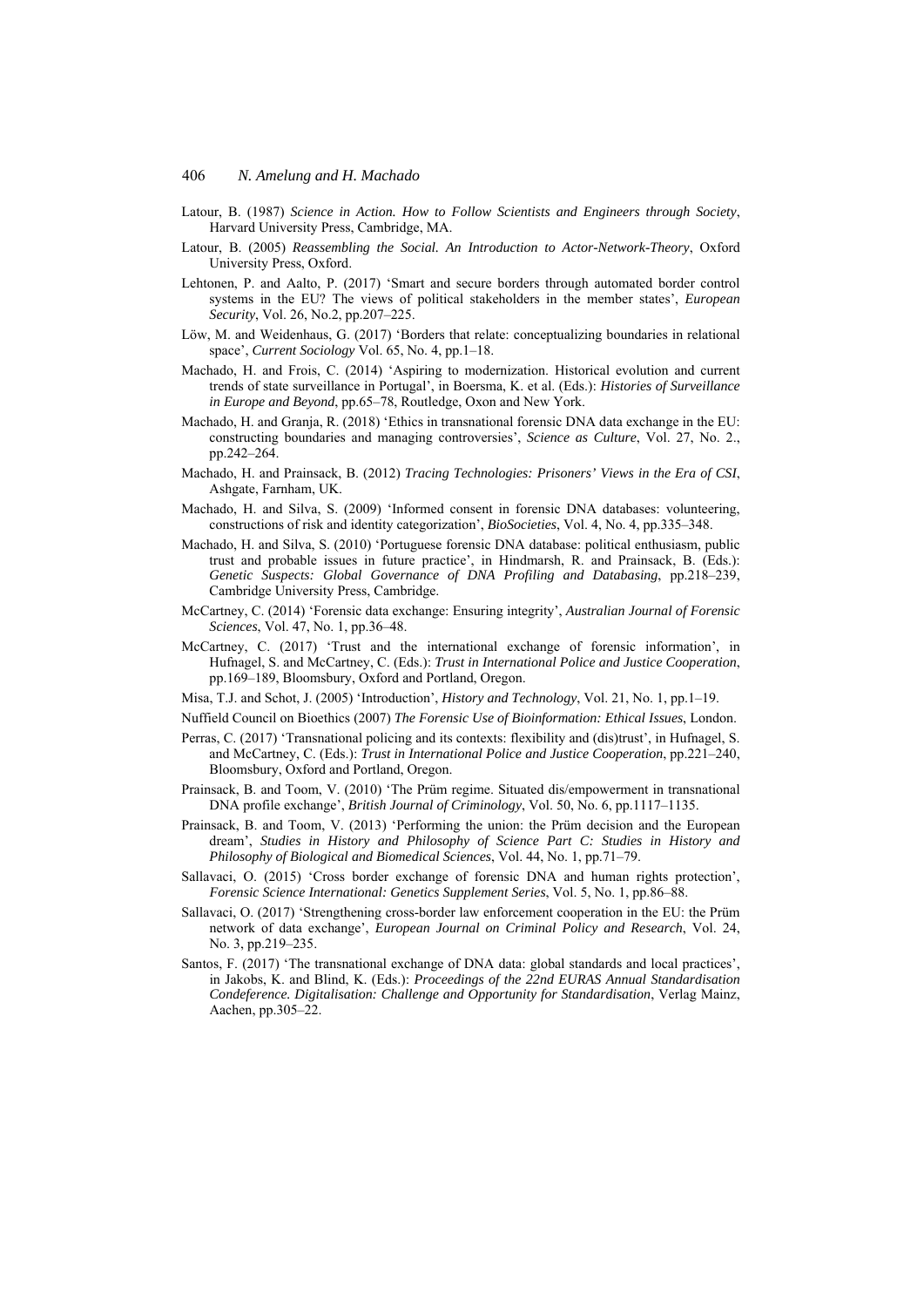Latour, B. (1987) *Science in Action. How to Follow Scientists and Engineers through Society*, Harvard University Press, Cambridge, MA.

Latour, B. (2005) *Reassembling the Social. An Introduction to Actor-Network-Theory*, Oxford University Press, Oxford.

Lehtonen, P. and Aalto, P. (2017) 'Smart and secure borders through automated border control systems in the EU? The views of political stakeholders in the member states', *European Security*, Vol. 26, No.2, pp.207–225.

Löw, M. and Weidenhaus, G. (2017) 'Borders that relate: conceptualizing boundaries in relational space', *Current Sociology* Vol. 65, No. 4, pp.1–18.

Machado, H. and Frois, C. (2014) 'Aspiring to modernization. Historical evolution and current trends of state surveillance in Portugal', in Boersma, K. et al. (Eds.): *Histories of Surveillance in Europe and Beyond*, pp.65–78, Routledge, Oxon and New York.

Machado, H. and Granja, R. (2018) 'Ethics in transnational forensic DNA data exchange in the EU: constructing boundaries and managing controversies', *Science as Culture*, Vol. 27, No. 2., pp.242–264.

Machado, H. and Prainsack, B. (2012) *Tracing Technologies: Prisoners' Views in the Era of CSI*, Ashgate, Farnham, UK.

Machado, H. and Silva, S. (2009) 'Informed consent in forensic DNA databases: volunteering, constructions of risk and identity categorization', *BioSocieties*, Vol. 4, No. 4, pp.335–348.

Machado, H. and Silva, S. (2010) 'Portuguese forensic DNA database: political enthusiasm, public trust and probable issues in future practice', in Hindmarsh, R. and Prainsack, B. (Eds.): *Genetic Suspects: Global Governance of DNA Profiling and Databasing*, pp.218–239, Cambridge University Press, Cambridge.

McCartney, C. (2014) 'Forensic data exchange: Ensuring integrity', *Australian Journal of Forensic Sciences*, Vol. 47, No. 1, pp.36–48.

McCartney, C. (2017) 'Trust and the international exchange of forensic information', in Hufnagel, S. and McCartney, C. (Eds.): *Trust in International Police and Justice Cooperation*, pp.169–189, Bloomsbury, Oxford and Portland, Oregon.

Misa, T.J. and Schot, J. (2005) 'Introduction', *History and Technology*, Vol. 21, No. 1, pp.1–19.

Nuffield Council on Bioethics (2007) *The Forensic Use of Bioinformation: Ethical Issues*, London.

Perras, C. (2017) 'Transnational policing and its contexts: flexibility and (dis)trust', in Hufnagel, S. and McCartney, C. (Eds.): *Trust in International Police and Justice Cooperation*, pp.221–240, Bloomsbury, Oxford and Portland, Oregon.

Prainsack, B. and Toom, V. (2010) 'The Prüm regime. Situated dis/empowerment in transnational DNA profile exchange', *British Journal of Criminology*, Vol. 50, No. 6, pp.1117–1135.

Prainsack, B. and Toom, V. (2013) 'Performing the union: the Prüm decision and the European dream', *Studies in History and Philosophy of Science Part C: Studies in History and Philosophy of Biological and Biomedical Sciences*, Vol. 44, No. 1, pp.71–79.

Sallavaci, O. (2015) 'Cross border exchange of forensic DNA and human rights protection', *Forensic Science International: Genetics Supplement Series*, Vol. 5, No. 1, pp.86–88.

Sallavaci, O. (2017) 'Strengthening cross-border law enforcement cooperation in the EU: the Prüm network of data exchange', *European Journal on Criminal Policy and Research*, Vol. 24, No. 3, pp.219–235.

Santos, F. (2017) 'The transnational exchange of DNA data: global standards and local practices', in Jakobs, K. and Blind, K. (Eds.): *Proceedings of the 22nd EURAS Annual Standardisation Condeference. Digitalisation: Challenge and Opportunity for Standardisation*, Verlag Mainz, Aachen, pp.305–22.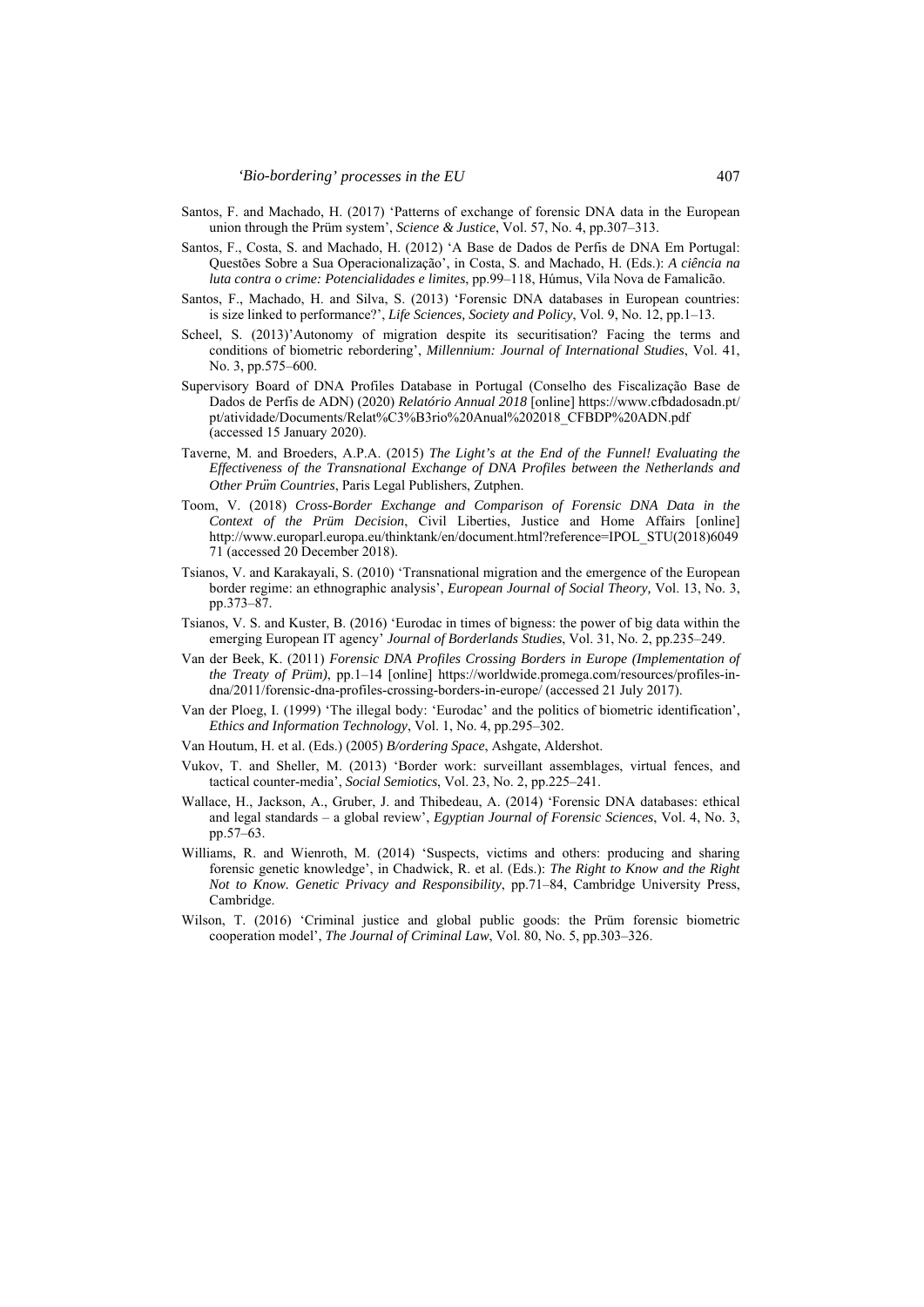Santos, F. and Machado, H. (2017) 'Patterns of exchange of forensic DNA data in the European union through the Prüm system', *Science & Justice*, Vol. 57, No. 4, pp.307–313.

Santos, F., Costa, S. and Machado, H. (2012) 'A Base de Dados de Perfis de DNA Em Portugal: Questões Sobre a Sua Operacionalização', in Costa, S. and Machado, H. (Eds.): *A ciência na luta contra o crime: Potencialidades e limites*, pp.99–118, Húmus, Vila Nova de Famalicão.

Santos, F., Machado, H. and Silva, S. (2013) 'Forensic DNA databases in European countries: is size linked to performance?', *Life Sciences, Society and Policy*, Vol. 9, No. 12, pp.1–13.

Scheel, S. (2013)'Autonomy of migration despite its securitisation? Facing the terms and conditions of biometric rebordering', *Millennium: Journal of International Studies*, Vol. 41, No. 3, pp.575–600.

Supervisory Board of DNA Profiles Database in Portugal (Conselho des Fiscalização Base de Dados de Perfis de ADN) (2020) *Relatório Annual 2018* [online] https://www.cfbdadosadn.pt/pt/atividade/Documents/Relat%C3%B3rio%20Anual%202018_CFBDP%20ADN.pdf (accessed 15 January 2020).

Taverne, M. and Broeders, A.P.A. (2015) *The Light's at the End of the Funnel! Evaluating the Effectiveness of the Transnational Exchange of DNA Profiles between the Netherlands and Other Prüm Countries*, Paris Legal Publishers, Zutphen.

Toom, V. (2018) *Cross-Border Exchange and Comparison of Forensic DNA Data in the Context of the Prüm Decision*, Civil Liberties, Justice and Home Affairs [online] http://www.europarl.europa.eu/thinktank/en/document.html?reference=IPOL_STU(2018)604971 (accessed 20 December 2018).

Tsianos, V. and Karakayali, S. (2010) 'Transnational migration and the emergence of the European border regime: an ethnographic analysis', *European Journal of Social Theory,* Vol. 13, No. 3, pp.373–87.

Tsianos, V. S. and Kuster, B. (2016) 'Eurodac in times of bigness: the power of big data within the emerging European IT agency' *Journal of Borderlands Studies*, Vol. 31, No. 2, pp.235–249.

Van der Beek, K. (2011) *Forensic DNA Profiles Crossing Borders in Europe (Implementation of the Treaty of Prüm)*, pp.1–14 [online] https://worldwide.promega.com/resources/profiles-in-dna/2011/forensic-dna-profiles-crossing-borders-in-europe/ (accessed 21 July 2017).

Van der Ploeg, I. (1999) 'The illegal body: 'Eurodac' and the politics of biometric identification', *Ethics and Information Technology*, Vol. 1, No. 4, pp.295–302.

Van Houtum, H. et al. (Eds.) (2005) *B/ordering Space*, Ashgate, Aldershot.

Vukov, T. and Sheller, M. (2013) 'Border work: surveillant assemblages, virtual fences, and tactical counter-media', *Social Semiotics*, Vol. 23, No. 2, pp.225–241.

Wallace, H., Jackson, A., Gruber, J. and Thibedeau, A. (2014) 'Forensic DNA databases: ethical and legal standards – a global review', *Egyptian Journal of Forensic Sciences*, Vol. 4, No. 3, pp.57–63.

Williams, R. and Wienroth, M. (2014) 'Suspects, victims and others: producing and sharing forensic genetic knowledge', in Chadwick, R. et al. (Eds.): *The Right to Know and the Right Not to Know. Genetic Privacy and Responsibility*, pp.71–84, Cambridge University Press, Cambridge.

Wilson, T. (2016) 'Criminal justice and global public goods: the Prüm forensic biometric cooperation model', *The Journal of Criminal Law*, Vol. 80, No. 5, pp.303–326.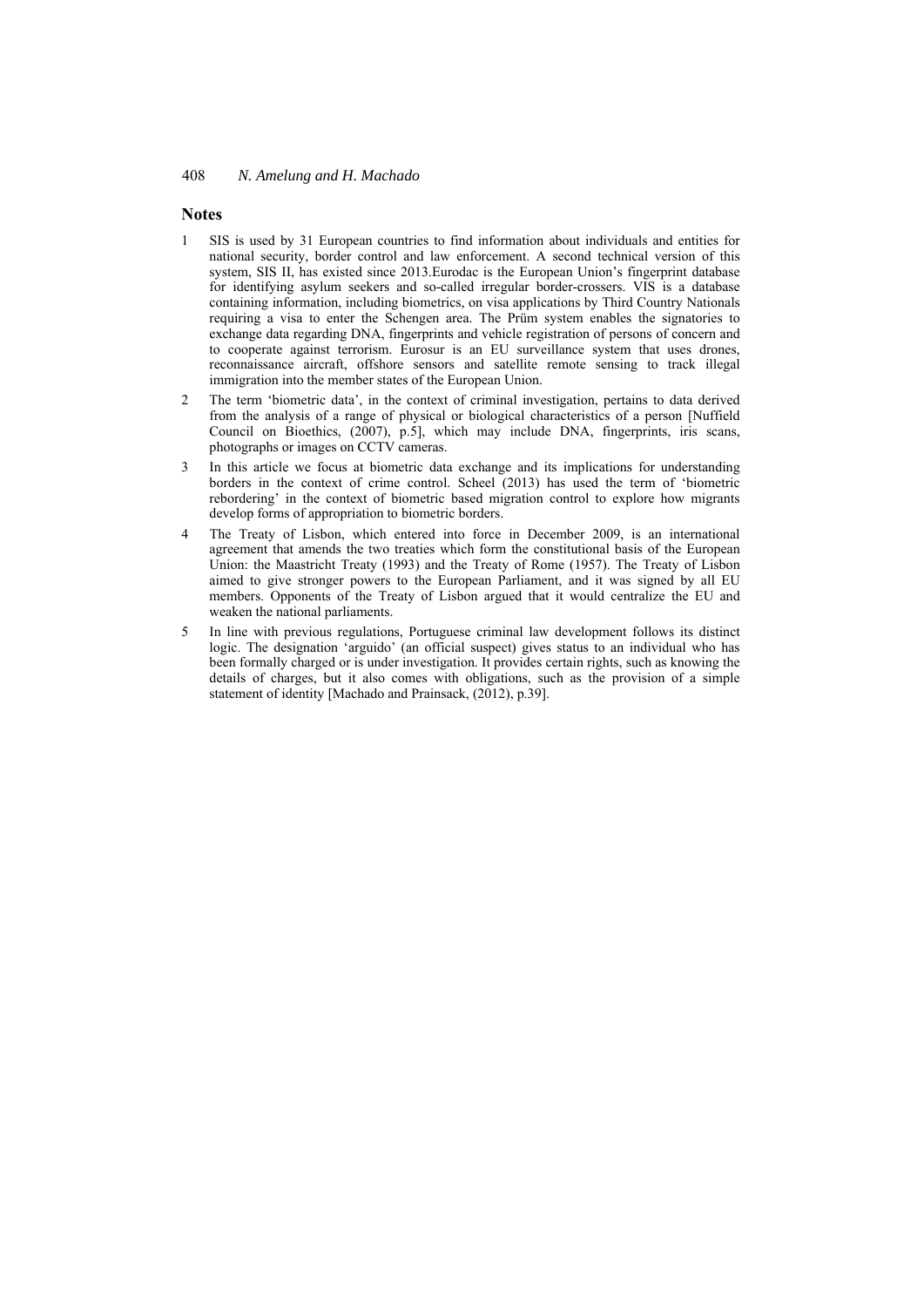## Notes

1. SIS is used by 31 European countries to find information about individuals and entities for national security, border control and law enforcement. A second technical version of this system, SIS II, has existed since 2013.Eurodac is the European Union's fingerprint database for identifying asylum seekers and so-called irregular border-crossers. VIS is a database containing information, including biometrics, on visa applications by Third Country Nationals requiring a visa to enter the Schengen area. The Prüm system enables the signatories to exchange data regarding DNA, fingerprints and vehicle registration of persons of concern and to cooperate against terrorism. Eurosur is an EU surveillance system that uses drones, reconnaissance aircraft, offshore sensors and satellite remote sensing to track illegal immigration into the member states of the European Union.
2. The term 'biometric data', in the context of criminal investigation, pertains to data derived from the analysis of a range of physical or biological characteristics of a person [Nuffield Council on Bioethics, (2007), p.5], which may include DNA, fingerprints, iris scans, photographs or images on CCTV cameras.
3. In this article we focus at biometric data exchange and its implications for understanding borders in the context of crime control. Scheel (2013) has used the term of 'biometric rebordering' in the context of biometric based migration control to explore how migrants develop forms of appropriation to biometric borders.
4. The Treaty of Lisbon, which entered into force in December 2009, is an international agreement that amends the two treaties which form the constitutional basis of the European Union: the Maastricht Treaty (1993) and the Treaty of Rome (1957). The Treaty of Lisbon aimed to give stronger powers to the European Parliament, and it was signed by all EU members. Opponents of the Treaty of Lisbon argued that it would centralize the EU and weaken the national parliaments.
5. In line with previous regulations, Portuguese criminal law development follows its distinct logic. The designation 'arguido' (an official suspect) gives status to an individual who has been formally charged or is under investigation. It provides certain rights, such as knowing the details of charges, but it also comes with obligations, such as the provision of a simple statement of identity [Machado and Prainsack, (2012), p.39].